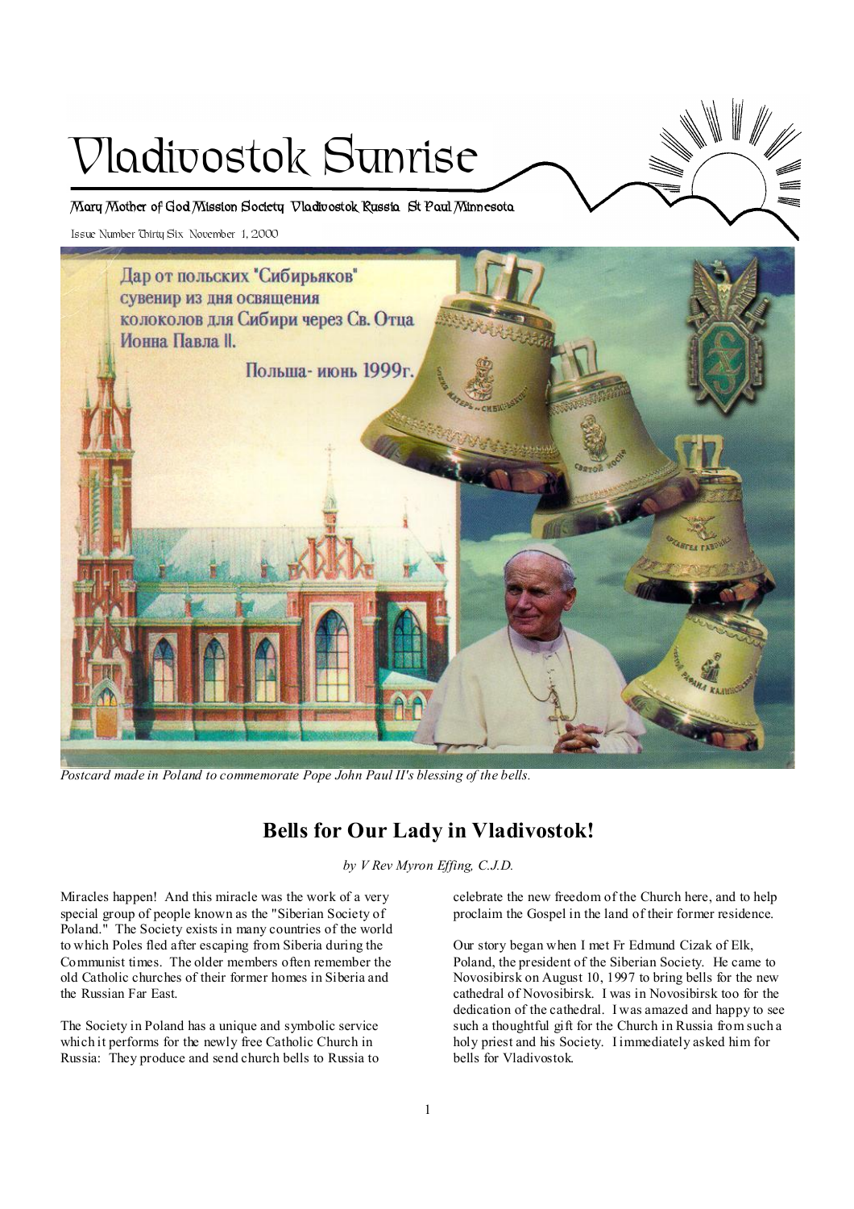# Vladivostok Sunrise

Mary Mother of God Mission Society Vladivostok Russia St Paul Minnesota

Issue Number Thirty Six November 1, 2000

*Postcard made in Poland to commemorate Pope John Paul II's blessing of the bells.*

## Bells for Our Lady in Vladivostok!

*by V Rev Myron Effing, C.J.D.*

Miracles happen! And this miracle was the work of a very special group of people known as the "Siberian Society of Poland." The Society exists in many countries of the world to which Poles fled after escaping from Siberia during the Communist times. The older members often remember the old Catholic churches of their former homes in Siberia and the Russian Far East.

The Society in Poland has a unique and symbolic service which it performs for the newly free Catholic Church in Russia: They produce and send church bells to Russia to celebrate the new freedom of the Church here, and to help proclaim the Gospel in the land of their former residence.

Our story began when I met Fr Edmund Cizak of Elk, Poland, the president of the Siberian Society. He came to Novosibirsk on August 10, 1997 to bring bells for the new cathedral of Novosibirsk. I was in Novosibirsk too for the dedication of the cathedral. I was amazed and happy to see such a thoughtful gift for the Church in Russia from such a holy priest and his Society. I immediately asked him for bells for Vladivostok.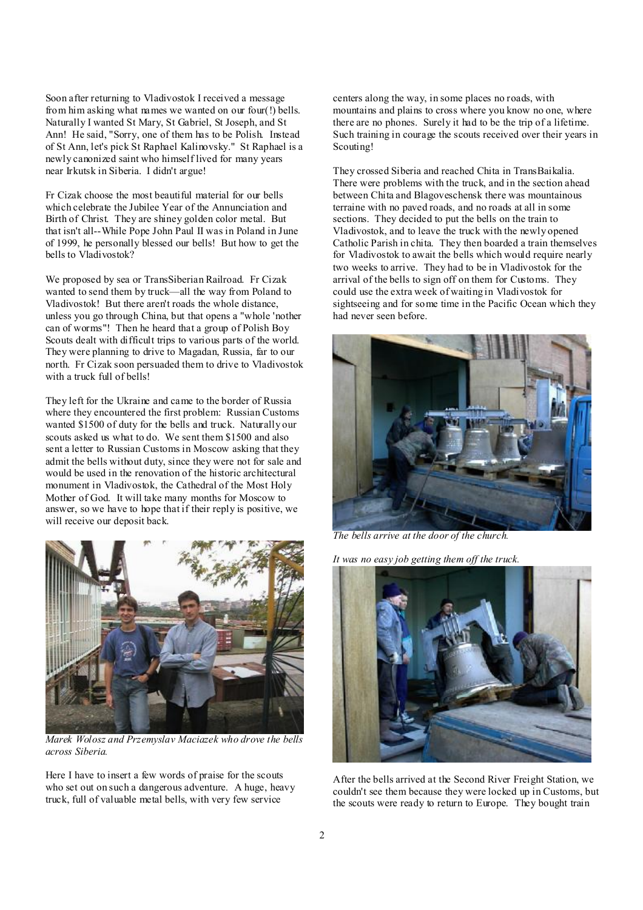Soon after returning to Vladivostok I received a message from him asking what names we wanted on our four(!) bells. Naturally I wanted St Mary, St Gabriel, St Joseph, and St Ann! He said, "Sorry, one of them has to be Polish. Instead of St Ann, let's pick St Raphael Kalinovsky." St Raphael is a newly canonized saint who himself lived for many years near Irkutsk in Siberia. I didn't argue!

Fr Cizak choose the most beautiful material for our bells which celebrate the Jubilee Year of the Annunciation and Birth of Christ. They are shiney golden color metal. But that isn't all--While Pope John Paul II was in Poland in June of 1999, he personally blessed our bells! But how to get the bells to Vladivostok?

We proposed by sea or TransSiberian Railroad. Fr Cizak wanted to send them by truck—all the way from Poland to Vladivostok! But there aren't roads the whole distance, unless you go through China, but that opens a "whole 'nother can of worms"! Then he heard that a group of Polish Boy Scouts dealt with difficult trips to various parts of the world. They were planning to drive to Magadan, Russia, far to our north. Fr Cizak soon persuaded them to drive to Vladivostok with a truck full of bells!

They left for the Ukraine and came to the border of Russia where they encountered the first problem: Russian Customs wanted $1500 of duty for the bells and truck. Naturally our scouts asked us what to do. We sent them $1500 and also sent a letter to Russian Customs in Moscow asking that they admit the bells without duty, since they were not for sale and would be used in the renovation of the historic architectural monument in Vladivostok, the Cathedral of the Most Holy Mother of God. It will take many months for Moscow to answer, so we have to hope that if their reply is positive, we will receive our deposit back.

*Marek Wolosz and Przemyslav Maciazek who drove the bells across Siberia.*

Here I have to insert a few words of praise for the scouts who set out on such a dangerous adventure. A huge, heavy truck, full of valuable metal bells, with very few service centers along the way, in some places no roads, with mountains and plains to cross where you know no one, where there are no phones. Surely it had to be the trip of a lifetime. Such training in courage the scouts received over their years in Scouting!

They crossed Siberia and reached Chita in TransBaikalia. There were problems with the truck, and in the section ahead between Chita and Blagoveschensk there was mountainous terraine with no paved roads, and no roads at all in some sections. They decided to put the bells on the train to Vladivostok, and to leave the truck with the newly opened Catholic Parish in chita. They then boarded a train themselves for Vladivostok to await the bells which would require nearly two weeks to arrive. They had to be in Vladivostok for the arrival of the bells to sign off on them for Customs. They could use the extra week of waiting in Vladivostok for sightseeing and for some time in the Pacific Ocean which they had never seen before.

*The bells arrive at the door of the church.*

*It was no easy job getting them off the truck.*

After the bells arrived at the Second River Freight Station, we couldn't see them because they were locked up in Customs, but the scouts were ready to return to Europe. They bought train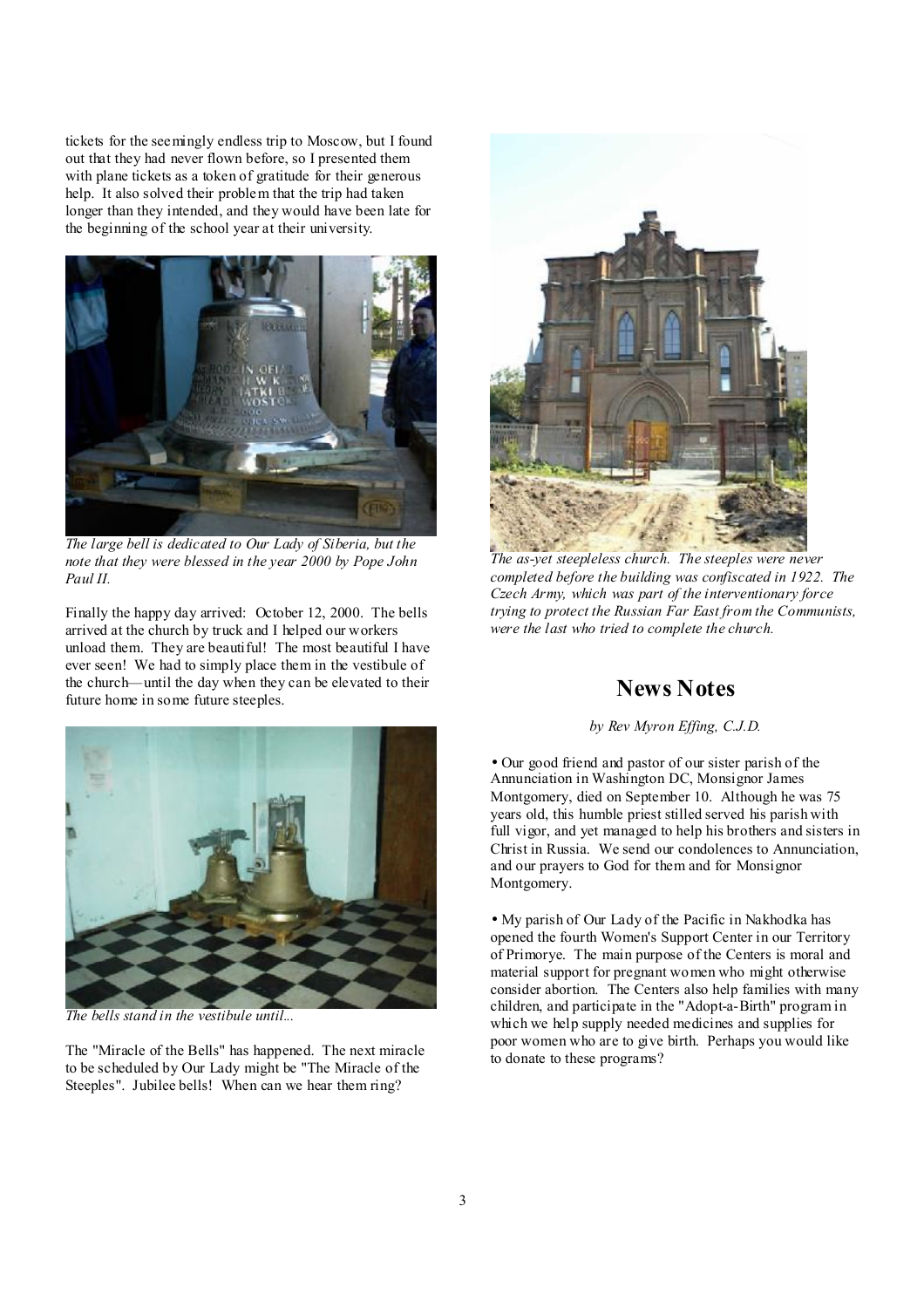tickets for the seemingly endless trip to Moscow, but I found out that they had never flown before, so I presented them with plane tickets as a token of gratitude for their generous help. It also solved their problem that the trip had taken longer than they intended, and they would have been late for the beginning of the school year at their university.

*The large bell is dedicated to Our Lady of Siberia, but the note that they were blessed in the year 2000 by Pope John Paul II.*

Finally the happy day arrived: October 12, 2000. The bells arrived at the church by truck and I helped our workers unload them. They are beautiful! The most beautiful I have ever seen! We had to simply place them in the vestibule of the church—until the day when they can be elevated to their future home in some future steeples.

*The bells stand in the vestibule until...*

The "Miracle of the Bells" has happened. The next miracle to be scheduled by Our Lady might be "The Miracle of the Steeples". Jubilee bells! When can we hear them ring?

*The as-yet steepleless church. The steeples were never completed before the building was confiscated in 1922. The Czech Army, which was part of the interventionary force trying to protect the Russian Far East from the Communists, were the last who tried to complete the church.*

## News Notes

*by Rev Myron Effing, C.J.D.*

- Our good friend and pastor of our sister parish of the Annunciation in Washington DC, Monsignor James Montgomery, died on September 10. Although he was 75 years old, this humble priest stilled served his parish with full vigor, and yet managed to help his brothers and sisters in Christ in Russia. We send our condolences to Annunciation, and our prayers to God for them and for Monsignor Montgomery.

- My parish of Our Lady of the Pacific in Nakhodka has opened the fourth Women's Support Center in our Territory of Primorye. The main purpose of the Centers is moral and material support for pregnant women who might otherwise consider abortion. The Centers also help families with many children, and participate in the "Adopt-a-Birth" program in which we help supply needed medicines and supplies for poor women who are to give birth. Perhaps you would like to donate to these programs?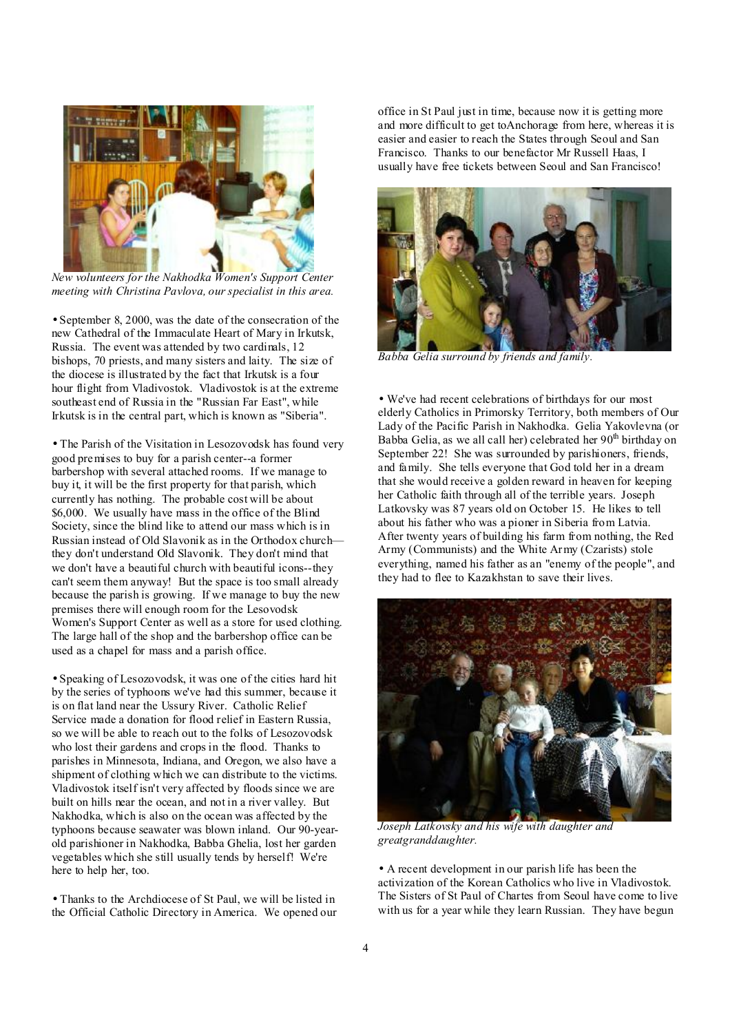*New volunteers for the Nakhodka Women's Support Center meeting with Christina Pavlova, our specialist in this area.*

• September 8, 2000, was the date of the consecration of the new Cathedral of the Immaculate Heart of Mary in Irkutsk, Russia. The event was attended by two cardinals, 12 bishops, 70 priests, and many sisters and laity. The size of the diocese is illustrated by the fact that Irkutsk is a four hour flight from Vladivostok. Vladivostok is at the extreme southeast end of Russia in the "Russian Far East", while Irkutsk is in the central part, which is known as "Siberia".

• The Parish of the Visitation in Lesozovodsk has found very good premises to buy for a parish center--a former barbershop with several attached rooms. If we manage to buy it, it will be the first property for that parish, which currently has nothing. The probable cost will be about $6,000. We usually have mass in the office of the Blind Society, since the blind like to attend our mass which is in Russian instead of Old Slavonik as in the Orthodox church—they don't understand Old Slavonik. They don't mind that we don't have a beautiful church with beautiful icons--they can't seem them anyway! But the space is too small already because the parish is growing. If we manage to buy the new premises there will enough room for the Lesovodsk Women's Support Center as well as a store for used clothing. The large hall of the shop and the barbershop office can be used as a chapel for mass and a parish office.

• Speaking of Lesozovodsk, it was one of the cities hard hit by the series of typhoons we've had this summer, because it is on flat land near the Ussury River. Catholic Relief Service made a donation for flood relief in Eastern Russia, so we will be able to reach out to the folks of Lesozovodsk who lost their gardens and crops in the flood. Thanks to parishes in Minnesota, Indiana, and Oregon, we also have a shipment of clothing which we can distribute to the victims. Vladivostok itself isn't very affected by floods since we are built on hills near the ocean, and not in a river valley. But Nakhodka, which is also on the ocean was affected by the typhoons because seawater was blown inland. Our 90-year-old parishioner in Nakhodka, Babba Ghelia, lost her garden vegetables which she still usually tends by herself! We're here to help her, too.

• Thanks to the Archdiocese of St Paul, we will be listed in the Official Catholic Directory in America. We opened our office in St Paul just in time, because now it is getting more and more difficult to get toAnchorage from here, whereas it is easier and easier to reach the States through Seoul and San Francisco. Thanks to our benefactor Mr Russell Haas, I usually have free tickets between Seoul and San Francisco!

*Babba Gelia surrounded by friends and family.*

• We've had recent celebrations of birthdays for our most elderly Catholics in Primorsky Territory, both members of Our Lady of the Pacific Parish in Nakhodka. Gelia Yakovlevna (or Babba Gelia, as we all call her) celebrated her 90th birthday on September 22! She was surrounded by parishioners, friends, and family. She tells everyone that God told her in a dream that she would receive a golden reward in heaven for keeping her Catholic faith through all of the terrible years. Joseph Latkovsky was 87 years old on October 15. He likes to tell about his father who was a pioner in Siberia from Latvia. After twenty years of building his farm from nothing, the Red Army (Communists) and the White Army (Czarists) stole everything, named his father as an "enemy of the people", and they had to flee to Kazakhstan to save their lives.

*Joseph Latkovsky and his wife with daughter and greatgranddaughter.*

• A recent development in our parish life has been the activization of the Korean Catholics who live in Vladivostok. The Sisters of St Paul of Chartes from Seoul have come to live with us for a year while they learn Russian. They have begun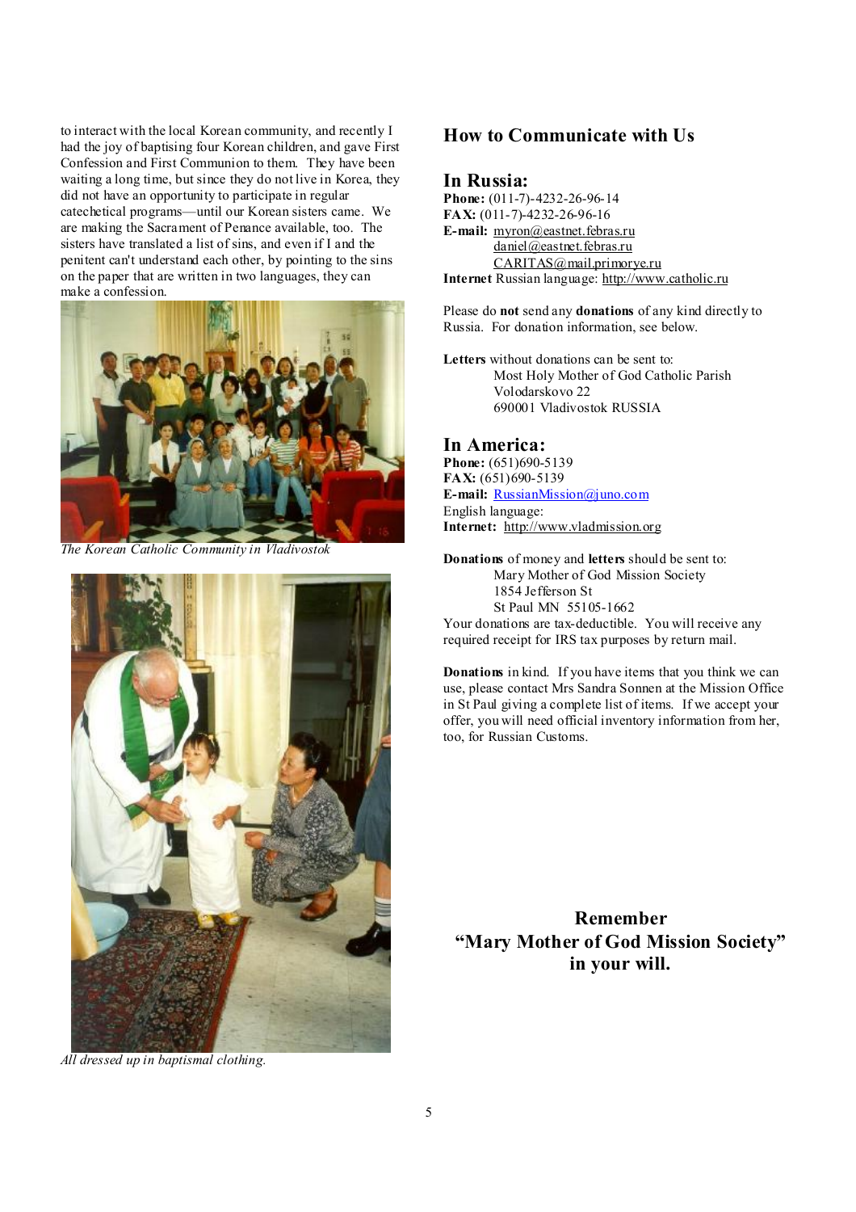to interact with the local Korean community, and recently I had the joy of baptising four Korean children, and gave First Confession and First Communion to them. They have been waiting a long time, but since they do not live in Korea, they did not have an opportunity to participate in regular catechetical programs—until our Korean sisters came. We are making the Sacrament of Penance available, too. The sisters have translated a list of sins, and even if I and the penitent can't understand each other, by pointing to the sins on the paper that are written in two languages, they can make a confession.

*The Korean Catholic Community in Vladivostok*

*All dressed up in baptismal clothing.*

## How to Communicate with Us

### In Russia:

**Phone:** (011-7)-4232-26-96-14
**FAX:** (011-7)-4232-26-96-16
**E-mail:** myron@eastnet.febras.ru
daniel@eastnet.febras.ru
CARITAS@mail.primorye.ru
**Internet** Russian language: http://www.catholic.ru

Please do **not** send any **donations** of any kind directly to Russia. For donation information, see below.

**Letters** without donations can be sent to:
Most Holy Mother of God Catholic Parish
Volodarskovo 22
690001 Vladivostok RUSSIA

### In America:

**Phone:** (651)690-5139
**FAX:** (651)690-5139
**E-mail:** RussianMission@juno.com
English language:
**Internet:** http://www.vladmission.org

**Donations** of money and **letters** should be sent to:
Mary Mother of God Mission Society
1854 Jefferson St
St Paul MN 55105-1662
Your donations are tax-deductible. You will receive any required receipt for IRS tax purposes by return mail.

**Donations** in kind. If you have items that you think we can use, please contact Mrs Sandra Sonnen at the Mission Office in St Paul giving a complete list of items. If we accept your offer, you will need official inventory information from her, too, for Russian Customs.

**Remember**
**"Mary Mother of God Mission Society"**
**in your will.**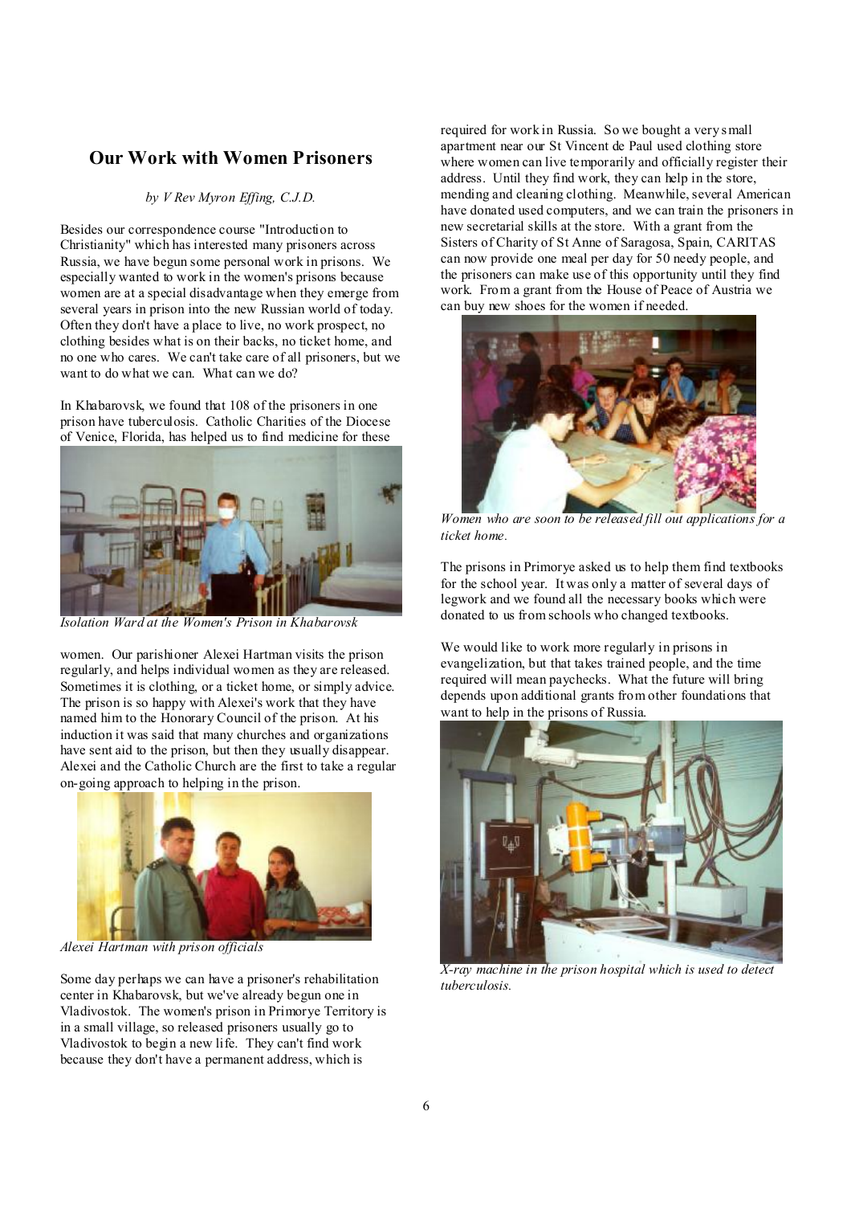## Our Work with Women Prisoners

*by V Rev Myron Effing, C.J.D.*

Besides our correspondence course "Introduction to Christianity" which has interested many prisoners across Russia, we have begun some personal work in prisons. We especially wanted to work in the women's prisons because women are at a special disadvantage when they emerge from several years in prison into the new Russian world of today. Often they don't have a place to live, no work prospect, no clothing besides what is on their backs, no ticket home, and no one who cares. We can't take care of all prisoners, but we want to do what we can. What can we do?

In Khabarovsk, we found that 108 of the prisoners in one prison have tuberculosis. Catholic Charities of the Diocese of Venice, Florida, has helped us to find medicine for these women. Our parishioner Alexei Hartman visits the prison regularly, and helps individual women as they are released. Sometimes it is clothing, or a ticket home, or simply advice. The prison is so happy with Alexei's work that they have named him to the Honorary Council of the prison. At his induction it was said that many churches and organizations have sent aid to the prison, but then they usually disappear. Alexei and the Catholic Church are the first to take a regular on-going approach to helping in the prison.

*Isolation Ward at the Women's Prison in Khabarovsk*

*Alexei Hartman with prison officials*

Some day perhaps we can have a prisoner's rehabilitation center in Khabarovsk, but we've already begun one in Vladivostok. The women's prison in Primorye Territory is in a small village, so released prisoners usually go to Vladivostok to begin a new life. They can't find work because they don't have a permanent address, which is required for work in Russia. So we bought a very small apartment near our St Vincent de Paul used clothing store where women can live temporarily and officially register their address. Until they find work, they can help in the store, mending and cleaning clothing. Meanwhile, several American have donated used computers, and we can train the prisoners in new secretarial skills at the store. With a grant from the Sisters of Charity of St Anne of Saragosa, Spain, CARITAS can now provide one meal per day for 50 needy people, and the prisoners can make use of this opportunity until they find work. From a grant from the House of Peace of Austria we can buy new shoes for the women if needed.

*Women who are soon to be released fill out applications for a ticket home.*

The prisons in Primorye asked us to help them find textbooks for the school year. It was only a matter of several days of legwork and we found all the necessary books which were donated to us from schools who changed textbooks.

We would like to work more regularly in prisons in evangelization, but that takes trained people, and the time required will mean paychecks. What the future will bring depends upon additional grants from other foundations that want to help in the prisons of Russia.

*X-ray machine in the prison hospital which is used to detect tuberculosis.*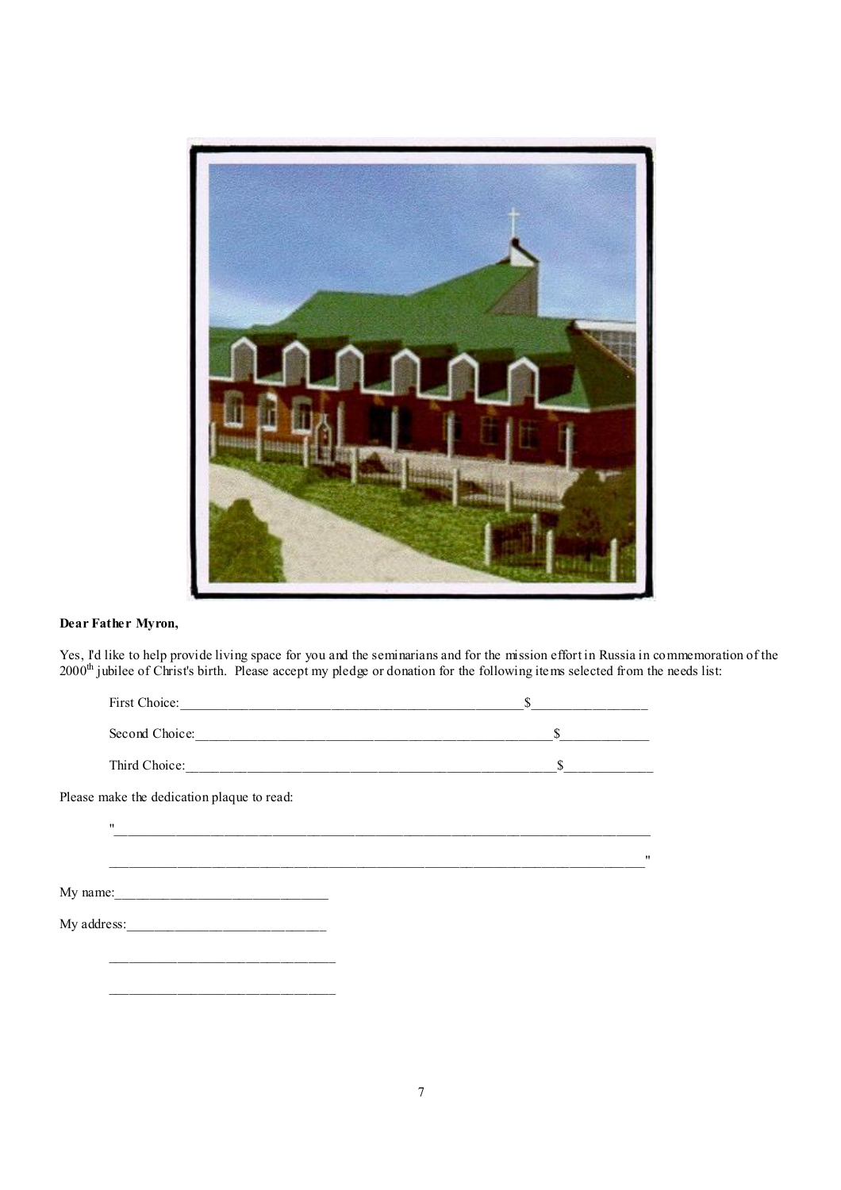**Dear Father Myron,**

Yes, I'd like to help provide living space for you and the seminarians and for the mission effort in Russia in commemoration of the 2000th jubilee of Christ's birth. Please accept my pledge or donation for the following items selected from the needs list:

First Choice:_______________________________________________$________________

Second Choice:_____________________________________________$____________

Third Choice:______________________________________________$____________

Please make the dedication plaque to read:

"____________________________________________________________________________

____________________________________________________________________________"

My name:______________________________

My address:____________________________

________________________________

________________________________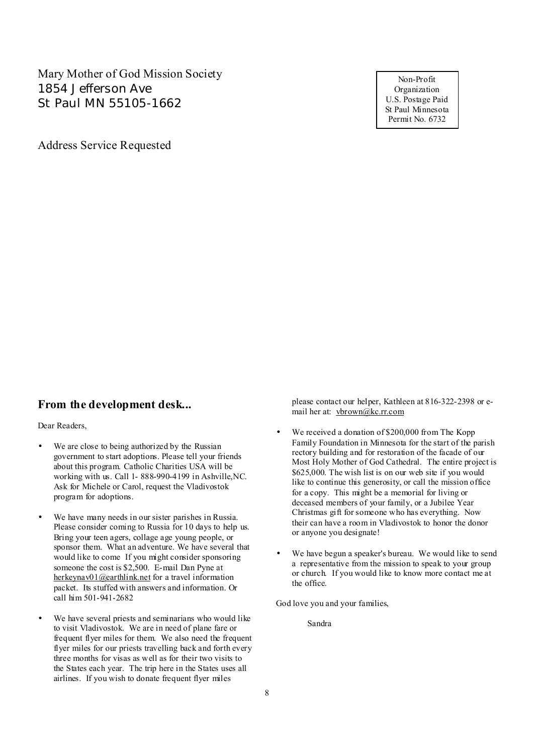Mary Mother of God Mission Society
1854 Jefferson Ave
St Paul MN 55105-1662

Non-Profit
Organization
U.S. Postage Paid
St Paul Minnesota
Permit No. 6732

Address Service Requested

## From the development desk...

Dear Readers,

- We are close to being authorized by the Russian government to start adoptions. Please tell your friends about this program. Catholic Charities USA will be working with us. Call 1- 888-990-4199 in Ashville,NC. Ask for Michele or Carol, request the Vladivostok program for adoptions.

- We have many needs in our sister parishes in Russia. Please consider coming to Russia for 10 days to help us. Bring your teen agers, collage age young people, or sponsor them. What an adventure. We have several that would like to come If you might consider sponsoring someone the cost is $2,500. E-mail Dan Pyne at herkeynav01@earthlink.net for a travel information packet. Its stuffed with answers and information. Or call him 501-941-2682

- We have several priests and seminarians who would like to visit Vladivostok. We are in need of plane fare or frequent flyer miles for them. We also need the frequent flyer miles for our priests travelling back and forth every three months for visas as well as for their two visits to the States each year. The trip here in the States uses all airlines. If you wish to donate frequent flyer miles please contact our helper, Kathleen at 816-322-2398 or e-mail her at: vbrown@kc.rr.com

- We received a donation of $200,000 from The Kopp Family Foundation in Minnesota for the start of the parish rectory building and for restoration of the facade of our Most Holy Mother of God Cathedral. The entire project is $625,000. The wish list is on our web site if you would like to continue this generosity, or call the mission office for a copy. This might be a memorial for living or deceased members of your family, or a Jubilee Year Christmas gift for someone who has everything. Now their can have a room in Vladivostok to honor the donor or anyone you designate!

- We have begun a speaker's bureau. We would like to send a representative from the mission to speak to your group or church. If you would like to know more contact me at the office.

God love you and your families,

Sandra